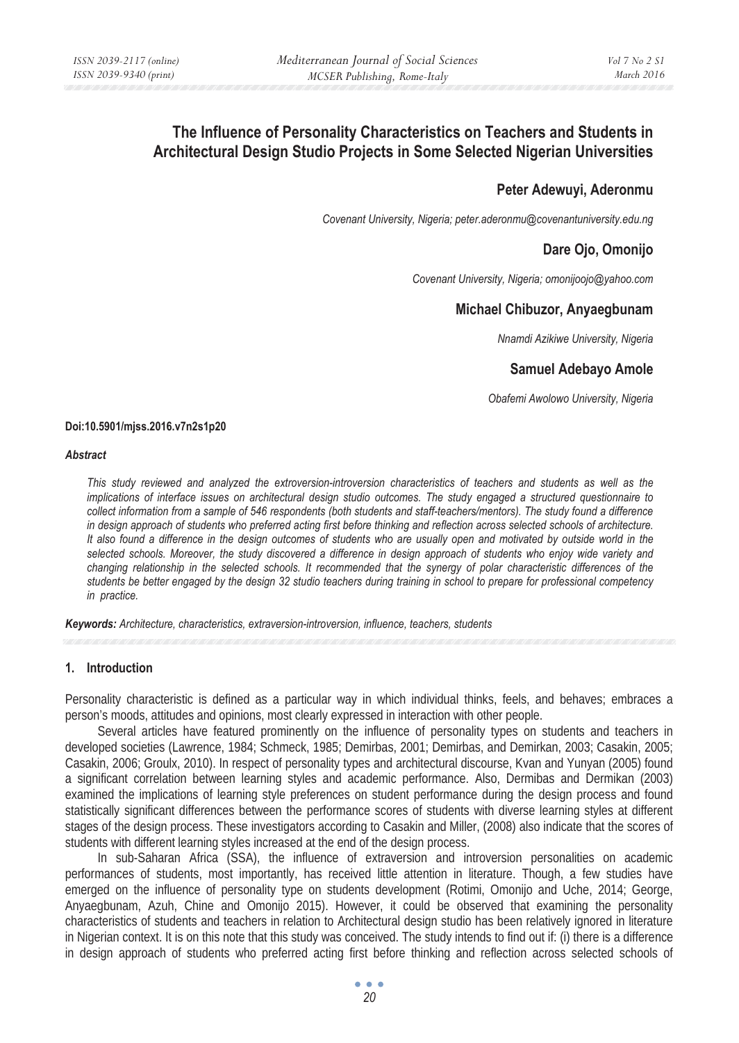# The Influence of Personality Characteristics on Teachers and Students in Architectural Design Studio Projects in Some Selected Nigerian Universities

**Peter Adewuyi, Aderonmu**

*Covenant University, Nigeria; peter.aderonmu@covenantuniversity.edu.ng*

**Dare Ojo, Omonijo**

*Covenant University, Nigeria; omonijoojo@yahoo.com*

**Michael Chibuzor, Anyaegbunam**

*Nnamdi Azikiwe University, Nigeria*

**Samuel Adebayo Amole**

*Obafemi Awolowo University, Nigeria*

**Doi:10.5901/mjss.2016.v7n2s1p20**

***Abstract***

*This study reviewed and analyzed the extroversion-introversion characteristics of teachers and students as well as the implications of interface issues on architectural design studio outcomes. The study engaged a structured questionnaire to collect information from a sample of 546 respondents (both students and staff-teachers/mentors). The study found a difference in design approach of students who preferred acting first before thinking and reflection across selected schools of architecture. It also found a difference in the design outcomes of students who are usually open and motivated by outside world in the selected schools. Moreover, the study discovered a difference in design approach of students who enjoy wide variety and changing relationship in the selected schools. It recommended that the synergy of polar characteristic differences of the students be better engaged by the design 32 studio teachers during training in school to prepare for professional competency in practice.*

***Keywords:*** *Architecture, characteristics, extraversion-introversion, influence, teachers, students*

## 1. Introduction

Personality characteristic is defined as a particular way in which individual thinks, feels, and behaves; embraces a person's moods, attitudes and opinions, most clearly expressed in interaction with other people.

Several articles have featured prominently on the influence of personality types on students and teachers in developed societies (Lawrence, 1984; Schmeck, 1985; Demirbas, 2001; Demirbas, and Demirkan, 2003; Casakin, 2005; Casakin, 2006; Groulx, 2010). In respect of personality types and architectural discourse, Kvan and Yunyan (2005) found a significant correlation between learning styles and academic performance. Also, Dermibas and Dermikan (2003) examined the implications of learning style preferences on student performance during the design process and found statistically significant differences between the performance scores of students with diverse learning styles at different stages of the design process. These investigators according to Casakin and Miller, (2008) also indicate that the scores of students with different learning styles increased at the end of the design process.

In sub-Saharan Africa (SSA), the influence of extraversion and introversion personalities on academic performances of students, most importantly, has received little attention in literature. Though, a few studies have emerged on the influence of personality type on students development (Rotimi, Omonijo and Uche, 2014; George, Anyaegbunam, Azuh, Chine and Omonijo 2015). However, it could be observed that examining the personality characteristics of students and teachers in relation to Architectural design studio has been relatively ignored in literature in Nigerian context. It is on this note that this study was conceived. The study intends to find out if: (i) there is a difference in design approach of students who preferred acting first before thinking and reflection across selected schools of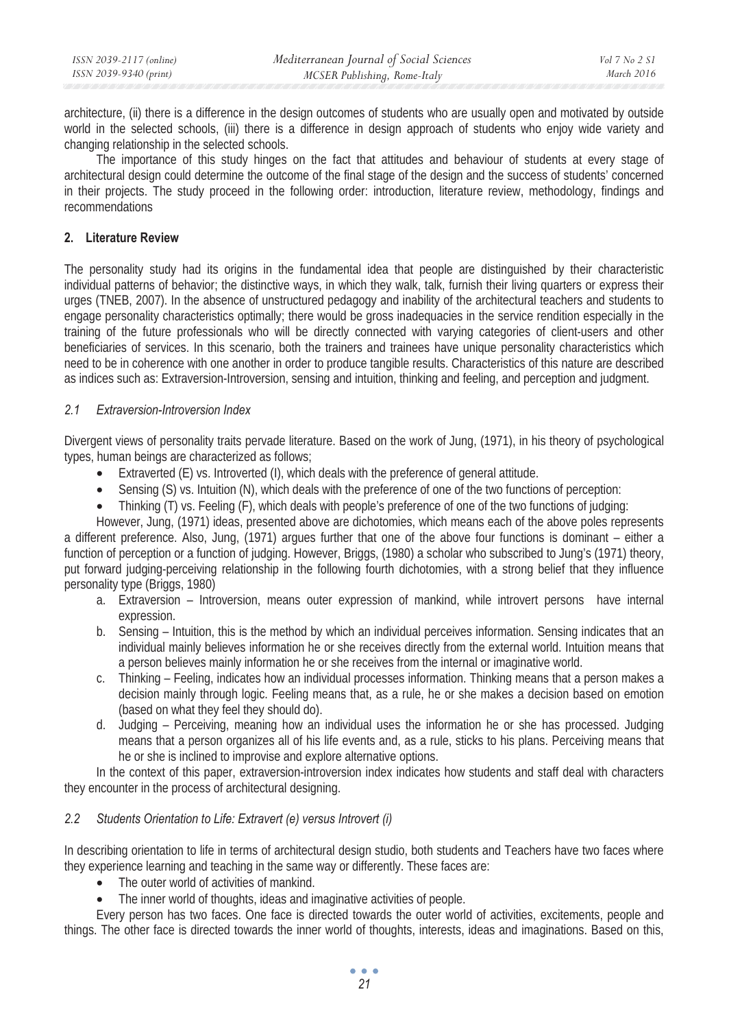architecture, (ii) there is a difference in the design outcomes of students who are usually open and motivated by outside world in the selected schools, (iii) there is a difference in design approach of students who enjoy wide variety and changing relationship in the selected schools.

The importance of this study hinges on the fact that attitudes and behaviour of students at every stage of architectural design could determine the outcome of the final stage of the design and the success of students' concerned in their projects. The study proceed in the following order: introduction, literature review, methodology, findings and recommendations

## 2. Literature Review

The personality study had its origins in the fundamental idea that people are distinguished by their characteristic individual patterns of behavior; the distinctive ways, in which they walk, talk, furnish their living quarters or express their urges (TNEB, 2007). In the absence of unstructured pedagogy and inability of the architectural teachers and students to engage personality characteristics optimally; there would be gross inadequacies in the service rendition especially in the training of the future professionals who will be directly connected with varying categories of client-users and other beneficiaries of services. In this scenario, both the trainers and trainees have unique personality characteristics which need to be in coherence with one another in order to produce tangible results. Characteristics of this nature are described as indices such as: Extraversion-Introversion, sensing and intuition, thinking and feeling, and perception and judgment.

### *2.1 Extraversion-Introversion Index*

Divergent views of personality traits pervade literature. Based on the work of Jung, (1971), in his theory of psychological types, human beings are characterized as follows;

- Extraverted (E) vs. Introverted (I), which deals with the preference of general attitude.
- Sensing (S) vs. Intuition (N), which deals with the preference of one of the two functions of perception:
- Thinking (T) vs. Feeling (F), which deals with people's preference of one of the two functions of judging:

However, Jung, (1971) ideas, presented above are dichotomies, which means each of the above poles represents a different preference. Also, Jung, (1971) argues further that one of the above four functions is dominant – either a function of perception or a function of judging. However, Briggs, (1980) a scholar who subscribed to Jung's (1971) theory, put forward judging-perceiving relationship in the following fourth dichotomies, with a strong belief that they influence personality type (Briggs, 1980)

a. Extraversion – Introversion, means outer expression of mankind, while introvert persons have internal expression.
b. Sensing – Intuition, this is the method by which an individual perceives information. Sensing indicates that an individual mainly believes information he or she receives directly from the external world. Intuition means that a person believes mainly information he or she receives from the internal or imaginative world.
c. Thinking – Feeling, indicates how an individual processes information. Thinking means that a person makes a decision mainly through logic. Feeling means that, as a rule, he or she makes a decision based on emotion (based on what they feel they should do).
d. Judging – Perceiving, meaning how an individual uses the information he or she has processed. Judging means that a person organizes all of his life events and, as a rule, sticks to his plans. Perceiving means that he or she is inclined to improvise and explore alternative options.

In the context of this paper, extraversion-introversion index indicates how students and staff deal with characters they encounter in the process of architectural designing.

### *2.2 Students Orientation to Life: Extravert (e) versus Introvert (i)*

In describing orientation to life in terms of architectural design studio, both students and Teachers have two faces where they experience learning and teaching in the same way or differently. These faces are:

- The outer world of activities of mankind.
- The inner world of thoughts, ideas and imaginative activities of people.

Every person has two faces. One face is directed towards the outer world of activities, excitements, people and things. The other face is directed towards the inner world of thoughts, interests, ideas and imaginations. Based on this,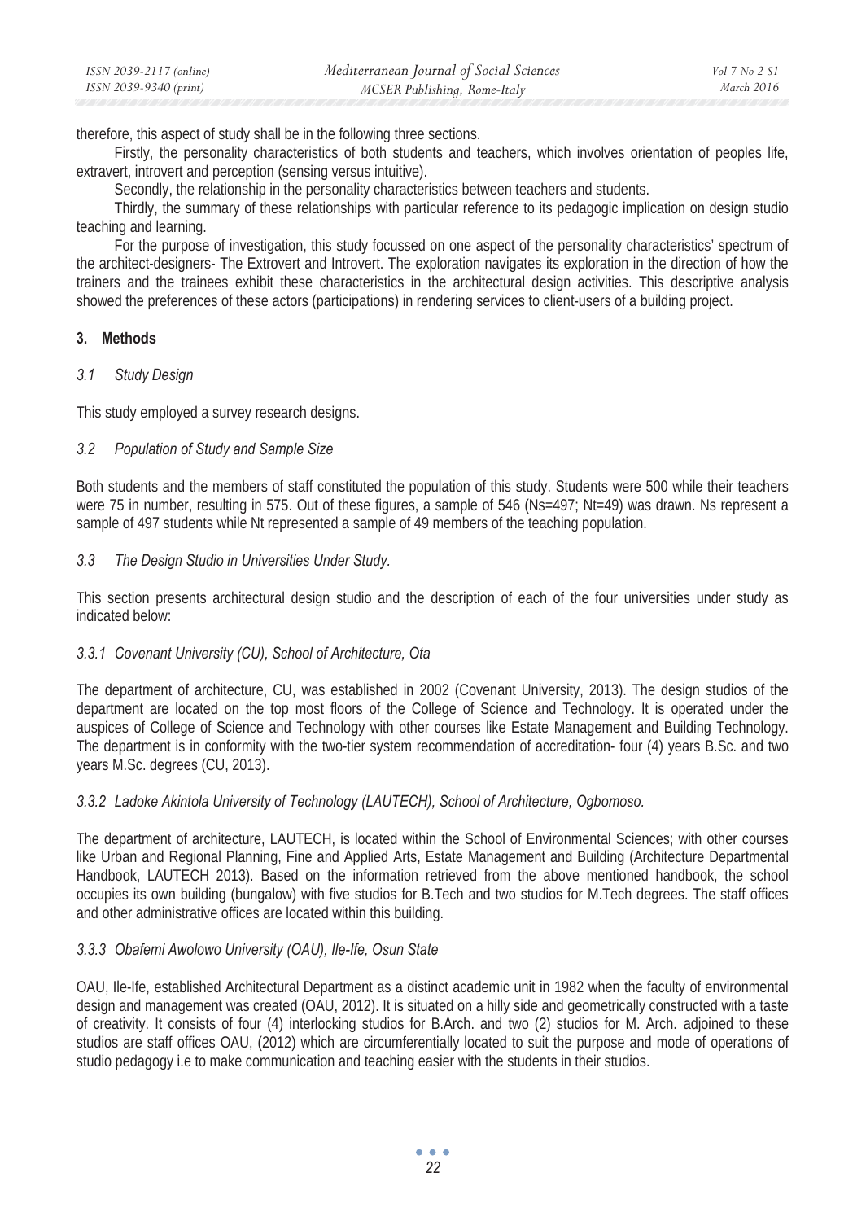therefore, this aspect of study shall be in the following three sections.

Firstly, the personality characteristics of both students and teachers, which involves orientation of peoples life, extravert, introvert and perception (sensing versus intuitive).

Secondly, the relationship in the personality characteristics between teachers and students.

Thirdly, the summary of these relationships with particular reference to its pedagogic implication on design studio teaching and learning.

For the purpose of investigation, this study focussed on one aspect of the personality characteristics' spectrum of the architect-designers- The Extrovert and Introvert. The exploration navigates its exploration in the direction of how the trainers and the trainees exhibit these characteristics in the architectural design activities. This descriptive analysis showed the preferences of these actors (participations) in rendering services to client-users of a building project.

## 3. Methods

### *3.1 Study Design*

This study employed a survey research designs.

### *3.2 Population of Study and Sample Size*

Both students and the members of staff constituted the population of this study. Students were 500 while their teachers were 75 in number, resulting in 575. Out of these figures, a sample of 546 (Ns=497; Nt=49) was drawn. Ns represent a sample of 497 students while Nt represented a sample of 49 members of the teaching population.

### *3.3 The Design Studio in Universities Under Study.*

This section presents architectural design studio and the description of each of the four universities under study as indicated below:

#### *3.3.1 Covenant University (CU), School of Architecture, Ota*

The department of architecture, CU, was established in 2002 (Covenant University, 2013). The design studios of the department are located on the top most floors of the College of Science and Technology. It is operated under the auspices of College of Science and Technology with other courses like Estate Management and Building Technology. The department is in conformity with the two-tier system recommendation of accreditation- four (4) years B.Sc. and two years M.Sc. degrees (CU, 2013).

#### *3.3.2 Ladoke Akintola University of Technology (LAUTECH), School of Architecture, Ogbomoso.*

The department of architecture, LAUTECH, is located within the School of Environmental Sciences; with other courses like Urban and Regional Planning, Fine and Applied Arts, Estate Management and Building (Architecture Departmental Handbook, LAUTECH 2013). Based on the information retrieved from the above mentioned handbook, the school occupies its own building (bungalow) with five studios for B.Tech and two studios for M.Tech degrees. The staff offices and other administrative offices are located within this building.

#### *3.3.3 Obafemi Awolowo University (OAU), Ile-Ife, Osun State*

OAU, Ile-Ife, established Architectural Department as a distinct academic unit in 1982 when the faculty of environmental design and management was created (OAU, 2012). It is situated on a hilly side and geometrically constructed with a taste of creativity. It consists of four (4) interlocking studios for B.Arch. and two (2) studios for M. Arch. adjoined to these studios are staff offices OAU, (2012) which are circumferentially located to suit the purpose and mode of operations of studio pedagogy i.e to make communication and teaching easier with the students in their studios.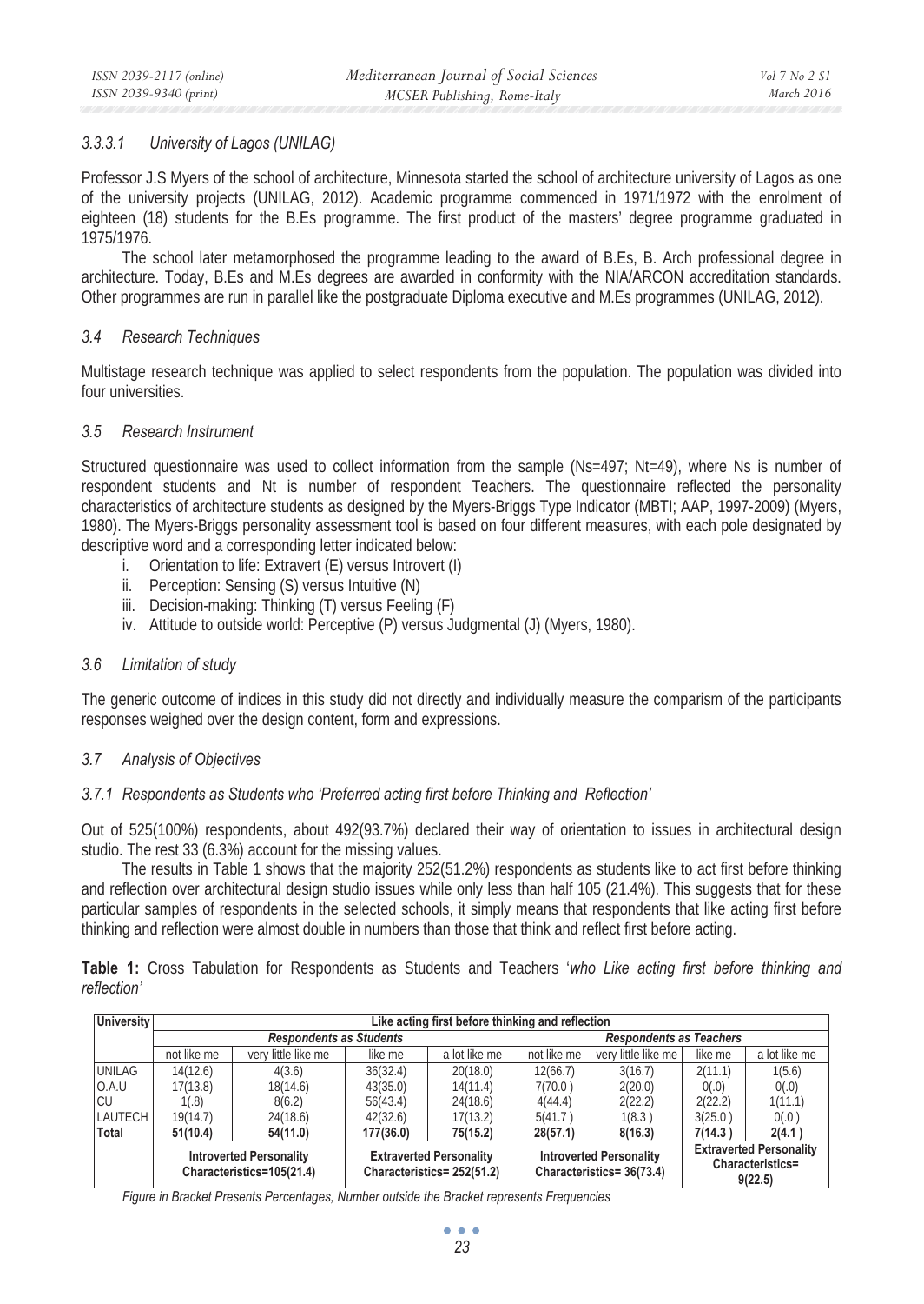#### 3.3.3.1 University of Lagos (UNILAG)

Professor J.S Myers of the school of architecture, Minnesota started the school of architecture university of Lagos as one of the university projects (UNILAG, 2012). Academic programme commenced in 1971/1972 with the enrolment of eighteen (18) students for the B.Es programme. The first product of the masters' degree programme graduated in 1975/1976.

The school later metamorphosed the programme leading to the award of B.Es, B. Arch professional degree in architecture. Today, B.Es and M.Es degrees are awarded in conformity with the NIA/ARCON accreditation standards. Other programmes are run in parallel like the postgraduate Diploma executive and M.Es programmes (UNILAG, 2012).

### 3.4 Research Techniques

Multistage research technique was applied to select respondents from the population. The population was divided into four universities.

### 3.5 Research Instrument

Structured questionnaire was used to collect information from the sample (Ns=497; Nt=49), where Ns is number of respondent students and Nt is number of respondent Teachers. The questionnaire reflected the personality characteristics of architecture students as designed by the Myers-Briggs Type Indicator (MBTI; AAP, 1997-2009) (Myers, 1980). The Myers-Briggs personality assessment tool is based on four different measures, with each pole designated by descriptive word and a corresponding letter indicated below:

1. Orientation to life: Extravert (E) versus Introvert (I)
2. Perception: Sensing (S) versus Intuitive (N)
3. Decision-making: Thinking (T) versus Feeling (F)
4. Attitude to outside world: Perceptive (P) versus Judgmental (J) (Myers, 1980).

### 3.6 Limitation of study

The generic outcome of indices in this study did not directly and individually measure the comparism of the participants responses weighed over the design content, form and expressions.

### 3.7 Analysis of Objectives

#### 3.7.1 Respondents as Students who 'Preferred acting first before Thinking and Reflection'

Out of 525(100%) respondents, about 492(93.7%) declared their way of orientation to issues in architectural design studio. The rest 33 (6.3%) account for the missing values.

The results in Table 1 shows that the majority 252(51.2%) respondents as students like to act first before thinking and reflection over architectural design studio issues while only less than half 105 (21.4%). This suggests that for these particular samples of respondents in the selected schools, it simply means that respondents that like acting first before thinking and reflection were almost double in numbers than those that think and reflect first before acting.

**Table 1:** Cross Tabulation for Respondents as Students and Teachers '*who Like acting first before thinking and reflection*'

| University | Like acting first before thinking and reflection | | | | | | | |
|---|---|---|---|---|---|---|---|---|
| | *Respondents as Students* | | | | *Respondents as Teachers* | | | |
| | not like me | very little like me | like me | a lot like me | not like me | very little like me | like me | a lot like me |
| UNILAG | 14(12.6) | 4(3.6) | 36(32.4) | 20(18.0) | 12(66.7) | 3(16.7) | 2(11.1) | 1(5.6) |
| O.A.U | 17(13.8) | 18(14.6) | 43(35.0) | 14(11.4) | 7(70.0) | 2(20.0) | 0(.0) | 0(.0) |
| CU | 1(.8) | 8(6.2) | 56(43.4) | 24(18.6) | 4(44.4) | 2(22.2) | 2(22.2) | 1(11.1) |
| LAUTECH | 19(14.7) | 24(18.6) | 42(32.6) | 17(13.2) | 5(41.7) | 1(8.3) | 3(25.0) | 0(.0) |
| **Total** | **51(10.4)** | **54(11.0)** | **177(36.0)** | **75(15.2)** | **28(57.1)** | **8(16.3)** | **7(14.3)** | **2(4.1)** |
| | **Introverted Personality Characteristics=105(21.4)** | | **Extraverted Personality Characteristics= 252(51.2)** | | **Introverted Personality Characteristics= 36(73.4)** | | **Extraverted Personality Characteristics= 9(22.5)** | |

*Figure in Bracket Presents Percentages, Number outside the Bracket represents Frequencies*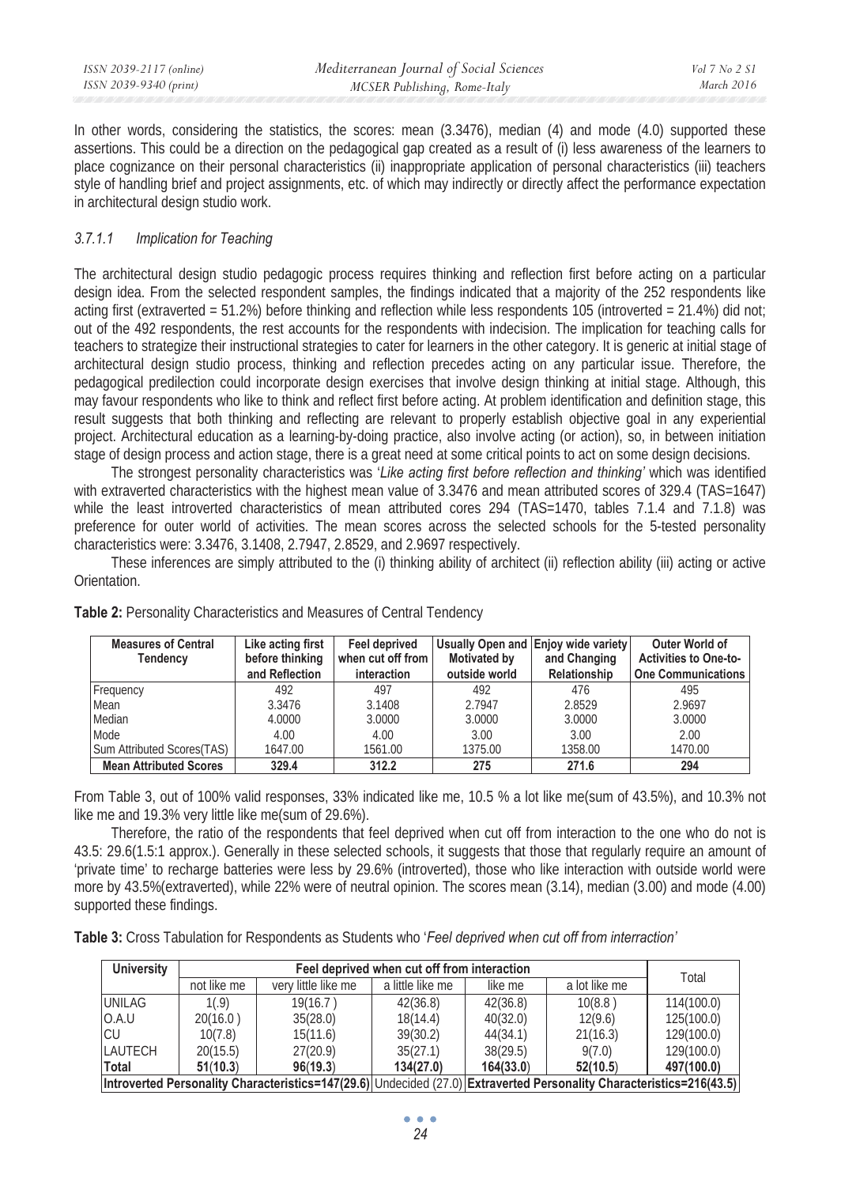In other words, considering the statistics, the scores: mean (3.3476), median (4) and mode (4.0) supported these assertions. This could be a direction on the pedagogical gap created as a result of (i) less awareness of the learners to place cognizance on their personal characteristics (ii) inappropriate application of personal characteristics (iii) teachers style of handling brief and project assignments, etc. of which may indirectly or directly affect the performance expectation in architectural design studio work.

#### *3.7.1.1 Implication for Teaching*

The architectural design studio pedagogic process requires thinking and reflection first before acting on a particular design idea. From the selected respondent samples, the findings indicated that a majority of the 252 respondents like acting first (extraverted = 51.2%) before thinking and reflection while less respondents 105 (introverted = 21.4%) did not; out of the 492 respondents, the rest accounts for the respondents with indecision. The implication for teaching calls for teachers to strategize their instructional strategies to cater for learners in the other category. It is generic at initial stage of architectural design studio process, thinking and reflection precedes acting on any particular issue. Therefore, the pedagogical predilection could incorporate design exercises that involve design thinking at initial stage. Although, this may favour respondents who like to think and reflect first before acting. At problem identification and definition stage, this result suggests that both thinking and reflecting are relevant to properly establish objective goal in any experiential project. Architectural education as a learning-by-doing practice, also involve acting (or action), so, in between initiation stage of design process and action stage, there is a great need at some critical points to act on some design decisions.

The strongest personality characteristics was '*Like acting first before reflection and thinking'* which was identified with extraverted characteristics with the highest mean value of 3.3476 and mean attributed scores of 329.4 (TAS=1647) while the least introverted characteristics of mean attributed cores 294 (TAS=1470, tables 7.1.4 and 7.1.8) was preference for outer world of activities. The mean scores across the selected schools for the 5-tested personality characteristics were: 3.3476, 3.1408, 2.7947, 2.8529, and 2.9697 respectively.

These inferences are simply attributed to the (i) thinking ability of architect (ii) reflection ability (iii) acting or active Orientation.

**Table 2:** Personality Characteristics and Measures of Central Tendency

| Measures of Central Tendency | Like acting first before thinking and Reflection | Feel deprived when cut off from interaction | Usually Open and Motivated by outside world | Enjoy wide variety and Changing Relationship | Outer World of Activities to One-to-One Communications |
|---|---|---|---|---|---|
| Frequency | 492 | 497 | 492 | 476 | 495 |
| Mean | 3.3476 | 3.1408 | 2.7947 | 2.8529 | 2.9697 |
| Median | 4.0000 | 3.0000 | 3.0000 | 3.0000 | 3.0000 |
| Mode | 4.00 | 4.00 | 3.00 | 3.00 | 2.00 |
| Sum Attributed Scores(TAS) | 1647.00 | 1561.00 | 1375.00 | 1358.00 | 1470.00 |
| **Mean Attributed Scores** | **329.4** | **312.2** | **275** | **271.6** | **294** |

From Table 3, out of 100% valid responses, 33% indicated like me, 10.5 % a lot like me(sum of 43.5%), and 10.3% not like me and 19.3% very little like me(sum of 29.6%).

Therefore, the ratio of the respondents that feel deprived when cut off from interaction to the one who do not is 43.5: 29.6(1.5:1 approx.). Generally in these selected schools, it suggests that those that regularly require an amount of 'private time' to recharge batteries were less by 29.6% (introverted), those who like interaction with outside world were more by 43.5%(extraverted), while 22% were of neutral opinion. The scores mean (3.14), median (3.00) and mode (4.00) supported these findings.

**Table 3:** Cross Tabulation for Respondents as Students who '*Feel deprived when cut off from interraction'*

| University | Feel deprived when cut off from interaction | | | | | Total |
|---|---|---|---|---|---|---|
| | not like me | very little like me | a little like me | like me | a lot like me | |
| UNILAG | 1(.9) | 19(16.7) | 42(36.8) | 42(36.8) | 10(8.8) | 114(100.0) |
| O.A.U | 20(16.0) | 35(28.0) | 18(14.4) | 40(32.0) | 12(9.6) | 125(100.0) |
| CU | 10(7.8) | 15(11.6) | 39(30.2) | 44(34.1) | 21(16.3) | 129(100.0) |
| LAUTECH | 20(15.5) | 27(20.9) | 35(27.1) | 38(29.5) | 9(7.0) | 129(100.0) |
| **Total** | **51**(10.3) | **96**(19.3) | **134**(27.0) | **164**(33.0) | **52**(10.5) | **497(100.0)** |
| **Introverted Personality Characteristics=147(29.6)** | | | Undecided (27.0) | **Extraverted Personality Characteristics=216(43.5)** | | |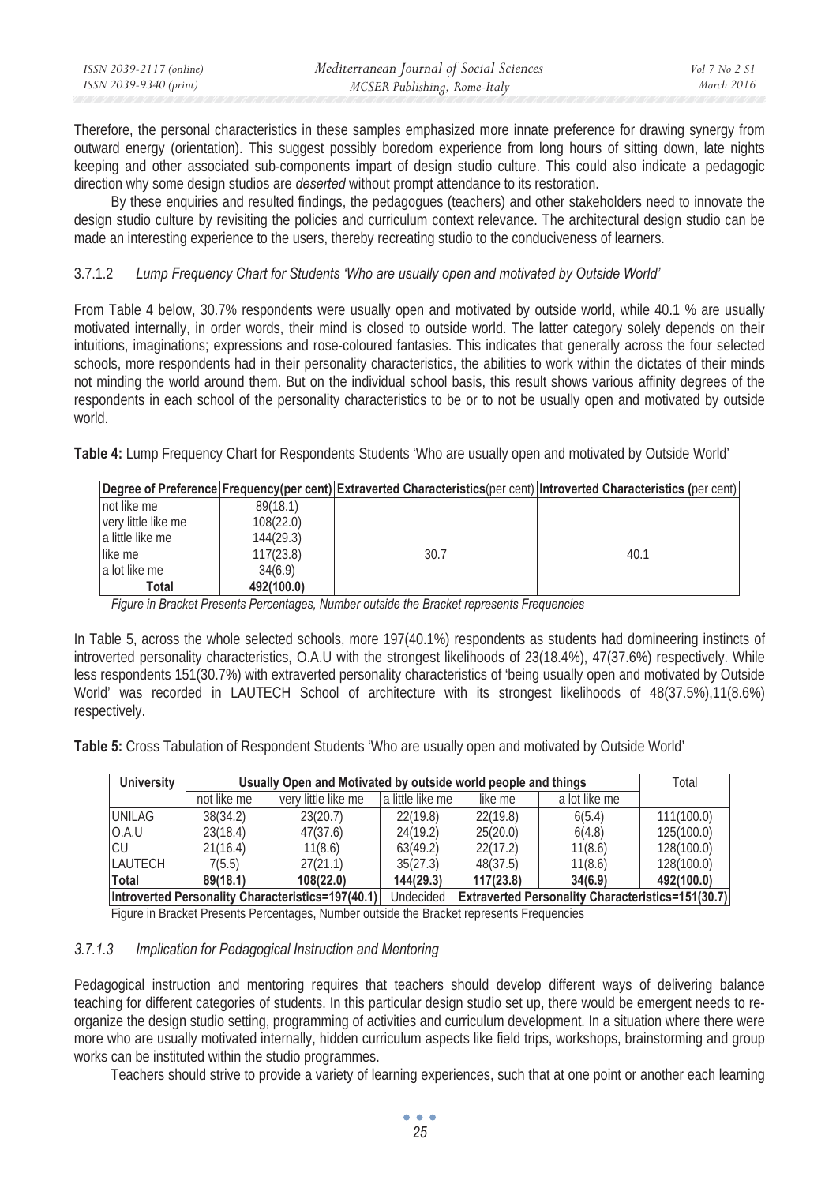Therefore, the personal characteristics in these samples emphasized more innate preference for drawing synergy from outward energy (orientation). This suggest possibly boredom experience from long hours of sitting down, late nights keeping and other associated sub-components impart of design studio culture. This could also indicate a pedagogic direction why some design studios are *deserted* without prompt attendance to its restoration.

By these enquiries and resulted findings, the pedagogues (teachers) and other stakeholders need to innovate the design studio culture by revisiting the policies and curriculum context relevance. The architectural design studio can be made an interesting experience to the users, thereby recreating studio to the conduciveness of learners.

#### 3.7.1.2 *Lump Frequency Chart for Students 'Who are usually open and motivated by Outside World'*

From Table 4 below, 30.7% respondents were usually open and motivated by outside world, while 40.1 % are usually motivated internally, in order words, their mind is closed to outside world. The latter category solely depends on their intuitions, imaginations; expressions and rose-coloured fantasies. This indicates that generally across the four selected schools, more respondents had in their personality characteristics, the abilities to work within the dictates of their minds not minding the world around them. But on the individual school basis, this result shows various affinity degrees of the respondents in each school of the personality characteristics to be or to not be usually open and motivated by outside world.

**Table 4:** Lump Frequency Chart for Respondents Students 'Who are usually open and motivated by Outside World'

| Degree of Preference | Frequency(per cent) | Extraverted Characteristics(per cent) | Introverted Characteristics (per cent) |
|---|---|---|---|
| not like me | 89(18.1) | | |
| very little like me | 108(22.0) | | |
| a little like me | 144(29.3) | | |
| like me | 117(23.8) | 30.7 | 40.1 |
| a lot like me | 34(6.9) | | |
| **Total** | **492(100.0)** | | |

*Figure in Bracket Presents Percentages, Number outside the Bracket represents Frequencies*

In Table 5, across the whole selected schools, more 197(40.1%) respondents as students had domineering instincts of introverted personality characteristics, O.A.U with the strongest likelihoods of 23(18.4%), 47(37.6%) respectively. While less respondents 151(30.7%) with extraverted personality characteristics of 'being usually open and motivated by Outside World' was recorded in LAUTECH School of architecture with its strongest likelihoods of 48(37.5%),11(8.6%) respectively.

**Table 5:** Cross Tabulation of Respondent Students 'Who are usually open and motivated by Outside World'

| University | Usually Open and Motivated by outside world people and things | | | | | Total |
|---|---|---|---|---|---|---|
| | not like me | very little like me | a little like me | like me | a lot like me | |
| UNILAG | 38(34.2) | 23(20.7) | 22(19.8) | 22(19.8) | 6(5.4) | 111(100.0) |
| O.A.U | 23(18.4) | 47(37.6) | 24(19.2) | 25(20.0) | 6(4.8) | 125(100.0) |
| CU | 21(16.4) | 11(8.6) | 63(49.2) | 22(17.2) | 11(8.6) | 128(100.0) |
| LAUTECH | 7(5.5) | 27(21.1) | 35(27.3) | 48(37.5) | 11(8.6) | 128(100.0) |
| **Total** | **89(18.1)** | **108(22.0)** | **144(29.3)** | **117(23.8)** | **34(6.9)** | **492(100.0)** |
| **Introverted Personality Characteristics=197(40.1)** | | | Undecided | **Extraverted Personality Characteristics=151(30.7)** | | |

Figure in Bracket Presents Percentages, Number outside the Bracket represents Frequencies

#### 3.7.1.3 *Implication for Pedagogical Instruction and Mentoring*

Pedagogical instruction and mentoring requires that teachers should develop different ways of delivering balance teaching for different categories of students. In this particular design studio set up, there would be emergent needs to re-organize the design studio setting, programming of activities and curriculum development. In a situation where there were more who are usually motivated internally, hidden curriculum aspects like field trips, workshops, brainstorming and group works can be instituted within the studio programmes.

Teachers should strive to provide a variety of learning experiences, such that at one point or another each learning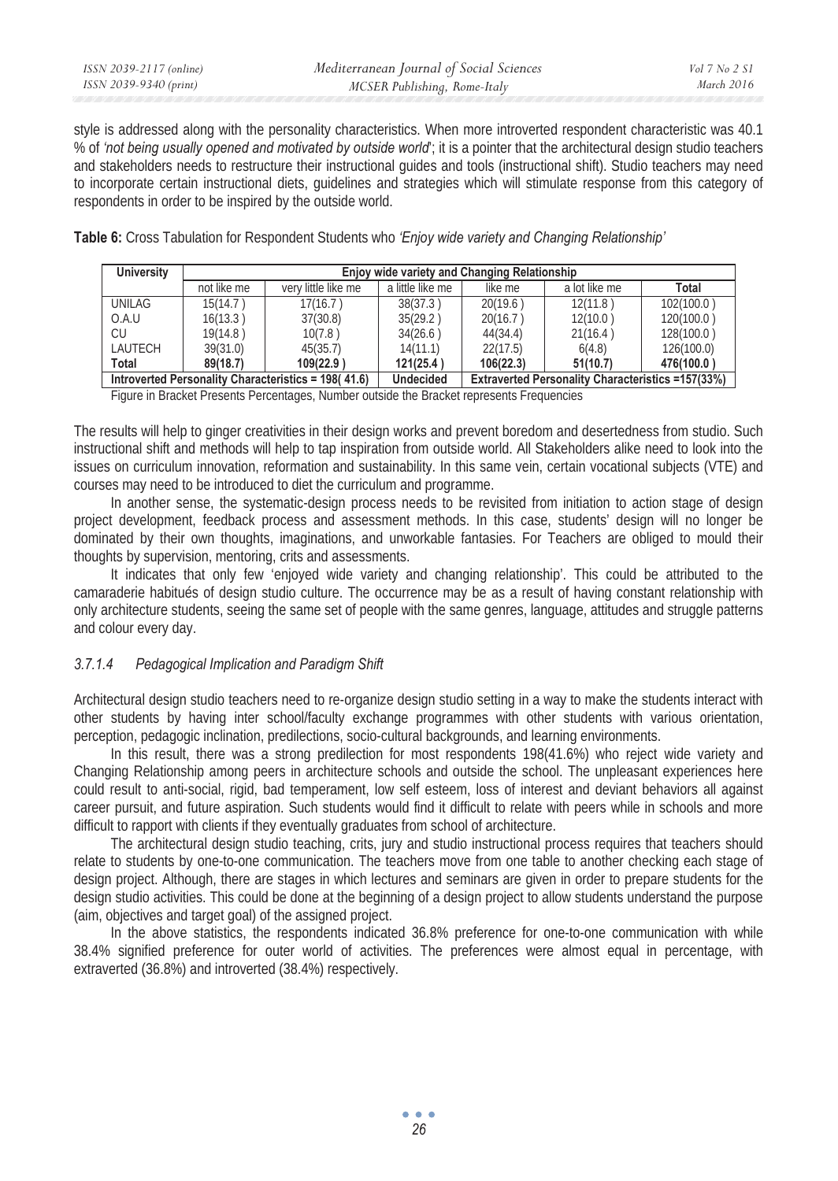style is addressed along with the personality characteristics. When more introverted respondent characteristic was 40.1 % of *'not being usually opened and motivated by outside world*'; it is a pointer that the architectural design studio teachers and stakeholders needs to restructure their instructional guides and tools (instructional shift). Studio teachers may need to incorporate certain instructional diets, guidelines and strategies which will stimulate response from this category of respondents in order to be inspired by the outside world.

**Table 6:** Cross Tabulation for Respondent Students who *'Enjoy wide variety and Changing Relationship'*

| University | Enjoy wide variety and Changing Relationship | | | | | |
|---|---|---|---|---|---|---|
| | not like me | very little like me | a little like me | like me | a lot like me | Total |
| UNILAG | 15(14.7 ) | 17(16.7 ) | 38(37.3 ) | 20(19.6 ) | 12(11.8 ) | 102(100.0 ) |
| O.A.U | 16(13.3 ) | 37(30.8) | 35(29.2 ) | 20(16.7 ) | 12(10.0 ) | 120(100.0 ) |
| CU | 19(14.8 ) | 10(7.8 ) | 34(26.6 ) | 44(34.4) | 21(16.4 ) | 128(100.0 ) |
| LAUTECH | 39(31.0) | 45(35.7) | 14(11.1) | 22(17.5) | 6(4.8) | 126(100.0) |
| **Total** | **89(18.7)** | **109(22.9 )** | **121(25.4 )** | **106(22.3)** | **51(10.7)** | **476(100.0 )** |
| **Introverted Personality Characteristics = 198( 41.6)** | | | **Undecided** | **Extraverted Personality Characteristics =157(33%)** | | |

Figure in Bracket Presents Percentages, Number outside the Bracket represents Frequencies

The results will help to ginger creativities in their design works and prevent boredom and desertedness from studio. Such instructional shift and methods will help to tap inspiration from outside world. All Stakeholders alike need to look into the issues on curriculum innovation, reformation and sustainability. In this same vein, certain vocational subjects (VTE) and courses may need to be introduced to diet the curriculum and programme.

In another sense, the systematic-design process needs to be revisited from initiation to action stage of design project development, feedback process and assessment methods. In this case, students' design will no longer be dominated by their own thoughts, imaginations, and unworkable fantasies. For Teachers are obliged to mould their thoughts by supervision, mentoring, crits and assessments.

It indicates that only few 'enjoyed wide variety and changing relationship'. This could be attributed to the camaraderie habitués of design studio culture. The occurrence may be as a result of having constant relationship with only architecture students, seeing the same set of people with the same genres, language, attitudes and struggle patterns and colour every day.

### *3.7.1.4 Pedagogical Implication and Paradigm Shift*

Architectural design studio teachers need to re-organize design studio setting in a way to make the students interact with other students by having inter school/faculty exchange programmes with other students with various orientation, perception, pedagogic inclination, predilections, socio-cultural backgrounds, and learning environments.

In this result, there was a strong predilection for most respondents 198(41.6%) who reject wide variety and Changing Relationship among peers in architecture schools and outside the school. The unpleasant experiences here could result to anti-social, rigid, bad temperament, low self esteem, loss of interest and deviant behaviors all against career pursuit, and future aspiration. Such students would find it difficult to relate with peers while in schools and more difficult to rapport with clients if they eventually graduates from school of architecture.

The architectural design studio teaching, crits, jury and studio instructional process requires that teachers should relate to students by one-to-one communication. The teachers move from one table to another checking each stage of design project. Although, there are stages in which lectures and seminars are given in order to prepare students for the design studio activities. This could be done at the beginning of a design project to allow students understand the purpose (aim, objectives and target goal) of the assigned project.

In the above statistics, the respondents indicated 36.8% preference for one-to-one communication with while 38.4% signified preference for outer world of activities. The preferences were almost equal in percentage, with extraverted (36.8%) and introverted (38.4%) respectively.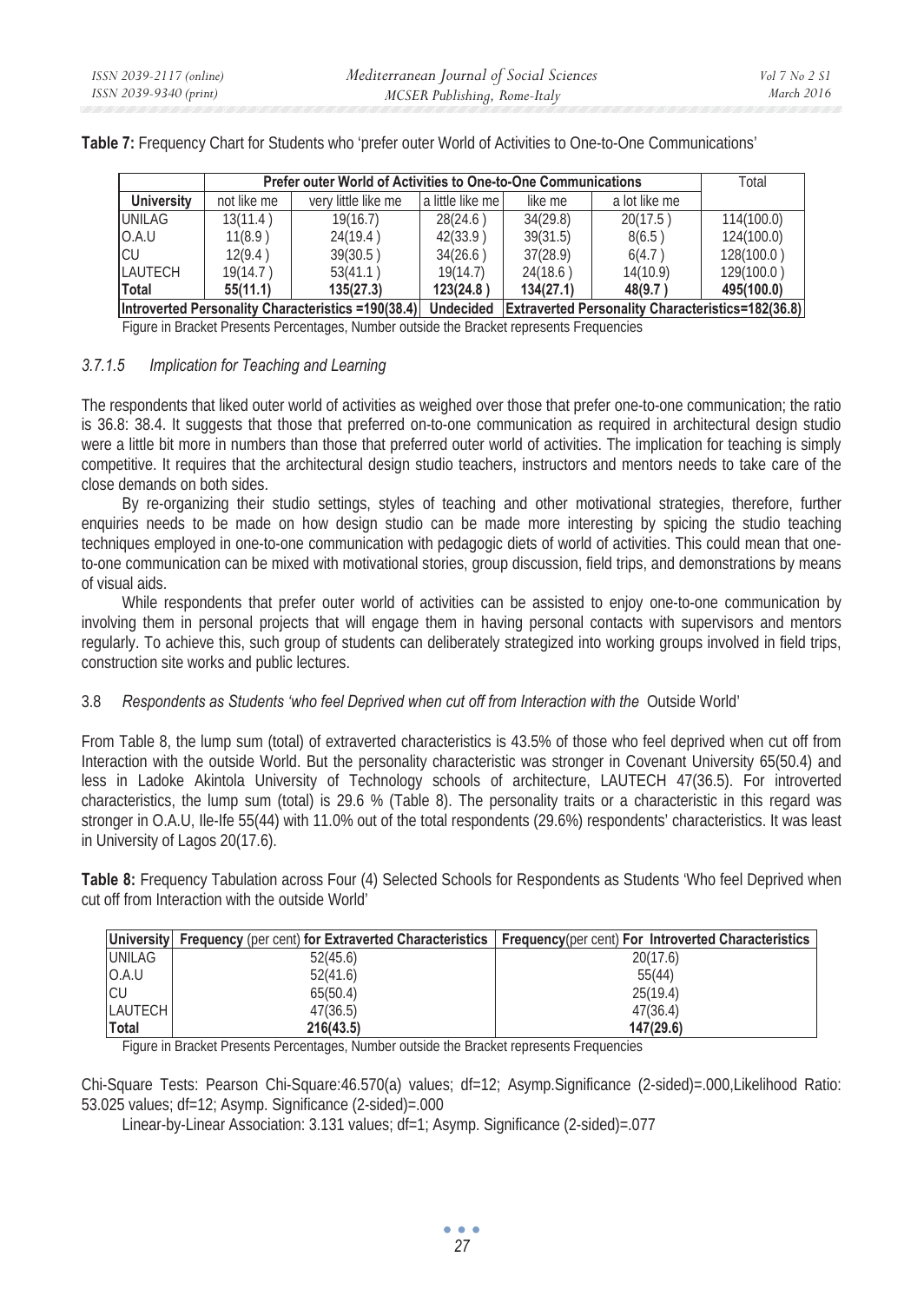**Table 7:** Frequency Chart for Students who 'prefer outer World of Activities to One-to-One Communications'

| | Prefer outer World of Activities to One-to-One Communications | | | | | Total |
|---|---|---|---|---|---|---|
| **University** | not like me | very little like me | a little like me | like me | a lot like me | |
| UNILAG | 13(11.4 ) | 19(16.7) | 28(24.6 ) | 34(29.8) | 20(17.5 ) | 114(100.0) |
| O.A.U | 11(8.9 ) | 24(19.4 ) | 42(33.9 ) | 39(31.5) | 8(6.5 ) | 124(100.0) |
| CU | 12(9.4 ) | 39(30.5 ) | 34(26.6 ) | 37(28.9) | 6(4.7 ) | 128(100.0 ) |
| LAUTECH | 19(14.7 ) | 53(41.1 ) | 19(14.7) | 24(18.6 ) | 14(10.9) | 129(100.0 ) |
| **Total** | **55(11.1)** | **135(27.3)** | **123(24.8 )** | **134(27.1)** | **48(9.7 )** | **495(100.0)** |
| **Introverted Personality Characteristics =190(38.4)** | | | **Undecided** | **Extraverted Personality Characteristics=182(36.8)** | | |

Figure in Bracket Presents Percentages, Number outside the Bracket represents Frequencies

#### 3.7.1.5 *Implication for Teaching and Learning*

The respondents that liked outer world of activities as weighed over those that prefer one-to-one communication; the ratio is 36.8: 38.4. It suggests that those that preferred on-to-one communication as required in architectural design studio were a little bit more in numbers than those that preferred outer world of activities. The implication for teaching is simply competitive. It requires that the architectural design studio teachers, instructors and mentors needs to take care of the close demands on both sides.

By re-organizing their studio settings, styles of teaching and other motivational strategies, therefore, further enquiries needs to be made on how design studio can be made more interesting by spicing the studio teaching techniques employed in one-to-one communication with pedagogic diets of world of activities. This could mean that one-to-one communication can be mixed with motivational stories, group discussion, field trips, and demonstrations by means of visual aids.

While respondents that prefer outer world of activities can be assisted to enjoy one-to-one communication by involving them in personal projects that will engage them in having personal contacts with supervisors and mentors regularly. To achieve this, such group of students can deliberately strategized into working groups involved in field trips, construction site works and public lectures.

### 3.8 *Respondents as Students 'who feel Deprived when cut off from Interaction with the* Outside World'

From Table 8, the lump sum (total) of extraverted characteristics is 43.5% of those who feel deprived when cut off from Interaction with the outside World. But the personality characteristic was stronger in Covenant University 65(50.4) and less in Ladoke Akintola University of Technology schools of architecture, LAUTECH 47(36.5). For introverted characteristics, the lump sum (total) is 29.6 % (Table 8). The personality traits or a characteristic in this regard was stronger in O.A.U, Ile-Ife 55(44) with 11.0% out of the total respondents (29.6%) respondents' characteristics. It was least in University of Lagos 20(17.6).

**Table 8:** Frequency Tabulation across Four (4) Selected Schools for Respondents as Students 'Who feel Deprived when cut off from Interaction with the outside World'

| University | Frequency (per cent) for Extraverted Characteristics | Frequency(per cent) For Introverted Characteristics |
|---|---|---|
| UNILAG | 52(45.6) | 20(17.6) |
| O.A.U | 52(41.6) | 55(44) |
| CU | 65(50.4) | 25(19.4) |
| LAUTECH | 47(36.5) | 47(36.4) |
| **Total** | **216(43.5)** | **147(29.6)** |

Figure in Bracket Presents Percentages, Number outside the Bracket represents Frequencies

Chi-Square Tests: Pearson Chi-Square:46.570(a) values; df=12; Asymp.Significance (2-sided)=.000,Likelihood Ratio: 53.025 values; df=12; Asymp. Significance (2-sided)=.000

Linear-by-Linear Association: 3.131 values; df=1; Asymp. Significance (2-sided)=.077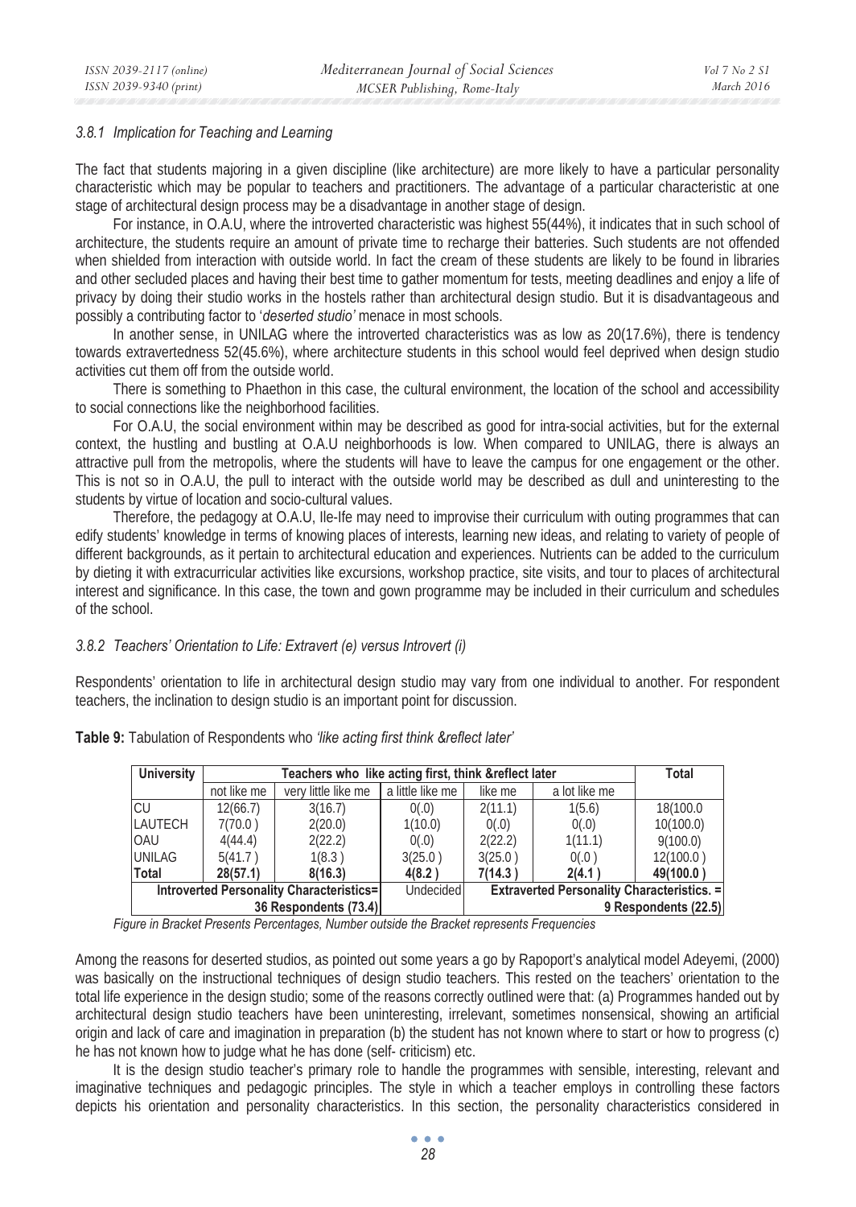### *3.8.1 Implication for Teaching and Learning*

The fact that students majoring in a given discipline (like architecture) are more likely to have a particular personality characteristic which may be popular to teachers and practitioners. The advantage of a particular characteristic at one stage of architectural design process may be a disadvantage in another stage of design.

For instance, in O.A.U, where the introverted characteristic was highest 55(44%), it indicates that in such school of architecture, the students require an amount of private time to recharge their batteries. Such students are not offended when shielded from interaction with outside world. In fact the cream of these students are likely to be found in libraries and other secluded places and having their best time to gather momentum for tests, meeting deadlines and enjoy a life of privacy by doing their studio works in the hostels rather than architectural design studio. But it is disadvantageous and possibly a contributing factor to '*deserted studio'* menace in most schools.

In another sense, in UNILAG where the introverted characteristics was as low as 20(17.6%), there is tendency towards extravertedness 52(45.6%), where architecture students in this school would feel deprived when design studio activities cut them off from the outside world.

There is something to Phaethon in this case, the cultural environment, the location of the school and accessibility to social connections like the neighborhood facilities.

For O.A.U, the social environment within may be described as good for intra-social activities, but for the external context, the hustling and bustling at O.A.U neighborhoods is low. When compared to UNILAG, there is always an attractive pull from the metropolis, where the students will have to leave the campus for one engagement or the other. This is not so in O.A.U, the pull to interact with the outside world may be described as dull and uninteresting to the students by virtue of location and socio-cultural values.

Therefore, the pedagogy at O.A.U, Ile-Ife may need to improvise their curriculum with outing programmes that can edify students' knowledge in terms of knowing places of interests, learning new ideas, and relating to variety of people of different backgrounds, as it pertain to architectural education and experiences. Nutrients can be added to the curriculum by dieting it with extracurricular activities like excursions, workshop practice, site visits, and tour to places of architectural interest and significance. In this case, the town and gown programme may be included in their curriculum and schedules of the school.

### *3.8.2 Teachers' Orientation to Life: Extravert (e) versus Introvert (i)*

Respondents' orientation to life in architectural design studio may vary from one individual to another. For respondent teachers, the inclination to design studio is an important point for discussion.

**Table 9:** Tabulation of Respondents who *'like acting first think &reflect later'*

| University | Teachers who like acting first, think &reflect later | | | | | Total |
|---|---|---|---|---|---|---|
| | not like me | very little like me | a little like me | like me | a lot like me | |
| CU | 12(66.7) | 3(16.7) | 0(.0) | 2(11.1) | 1(5.6) | 18(100.0 |
| LAUTECH | 7(70.0 ) | 2(20.0) | 1(10.0) | 0(.0) | 0(.0) | 10(100.0) |
| OAU | 4(44.4) | 2(22.2) | 0(.0) | 2(22.2) | 1(11.1) | 9(100.0) |
| UNILAG | 5(41.7 ) | 1(8.3 ) | 3(25.0 ) | 3(25.0 ) | 0(.0 ) | 12(100.0 ) |
| **Total** | **28(57.1)** | **8(16.3)** | **4(8.2 )** | **7(14.3 )** | **2(4.1 )** | **49(100.0 )** |
| **Introverted Personality Characteristics= 36 Respondents (73.4)** | | | Undecided | **Extraverted Personality Characteristics. = 9 Respondents (22.5)** | | |

*Figure in Bracket Presents Percentages, Number outside the Bracket represents Frequencies*

Among the reasons for deserted studios, as pointed out some years a go by Rapoport's analytical model Adeyemi, (2000) was basically on the instructional techniques of design studio teachers. This rested on the teachers' orientation to the total life experience in the design studio; some of the reasons correctly outlined were that: (a) Programmes handed out by architectural design studio teachers have been uninteresting, irrelevant, sometimes nonsensical, showing an artificial origin and lack of care and imagination in preparation (b) the student has not known where to start or how to progress (c) he has not known how to judge what he has done (self- criticism) etc.

It is the design studio teacher's primary role to handle the programmes with sensible, interesting, relevant and imaginative techniques and pedagogic principles. The style in which a teacher employs in controlling these factors depicts his orientation and personality characteristics. In this section, the personality characteristics considered in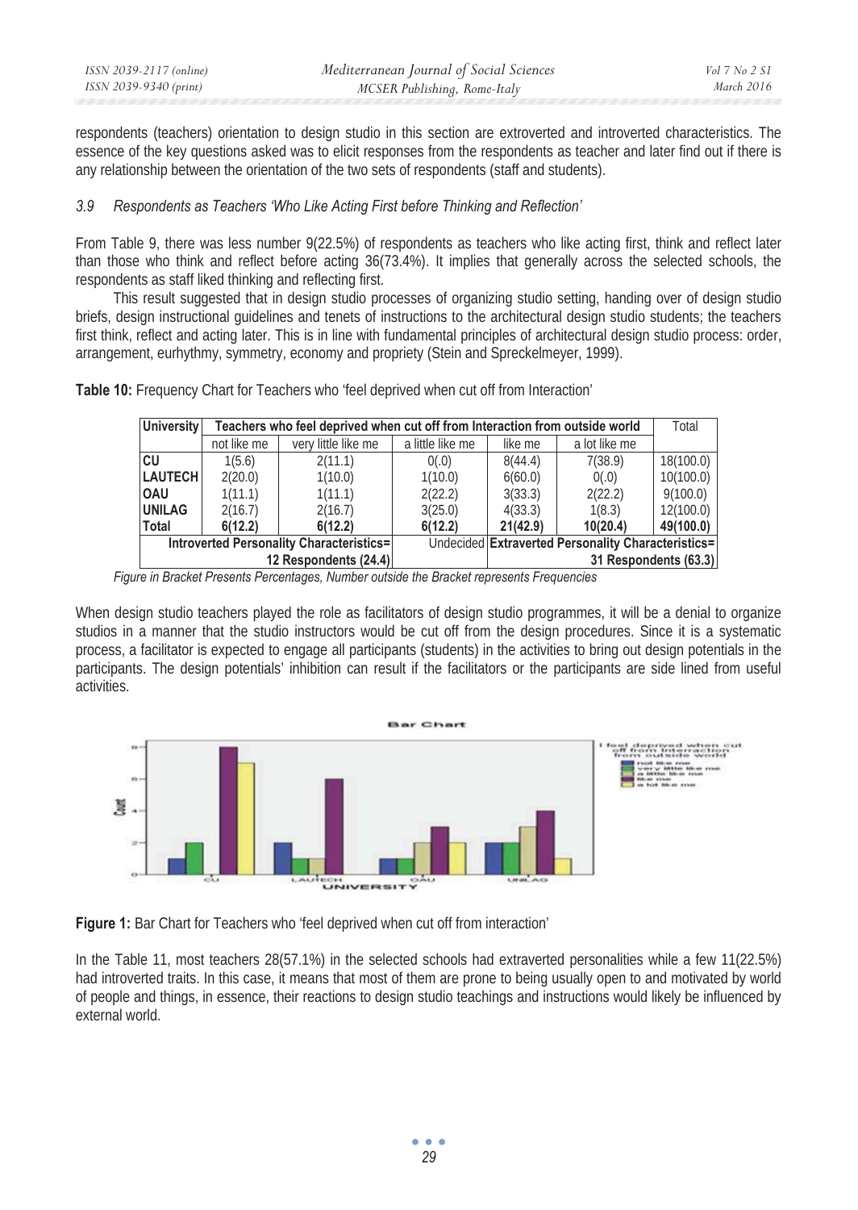respondents (teachers) orientation to design studio in this section are extroverted and introverted characteristics. The essence of the key questions asked was to elicit responses from the respondents as teacher and later find out if there is any relationship between the orientation of the two sets of respondents (staff and students).

### *3.9 Respondents as Teachers 'Who Like Acting First before Thinking and Reflection'*

From Table 9, there was less number 9(22.5%) of respondents as teachers who like acting first, think and reflect later than those who think and reflect before acting 36(73.4%). It implies that generally across the selected schools, the respondents as staff liked thinking and reflecting first.

This result suggested that in design studio processes of organizing studio setting, handing over of design studio briefs, design instructional guidelines and tenets of instructions to the architectural design studio students; the teachers first think, reflect and acting later. This is in line with fundamental principles of architectural design studio process: order, arrangement, eurhythmy, symmetry, economy and propriety (Stein and Spreckelmeyer, 1999).

**Table 10:** Frequency Chart for Teachers who 'feel deprived when cut off from Interaction'

| University | Teachers who feel deprived when cut off from Interaction from outside world | | | | | Total |
|---|---|---|---|---|---|---|
| | not like me | very little like me | a little like me | like me | a lot like me | |
| **CU** | 1(5.6) | 2(11.1) | 0(.0) | 8(44.4) | 7(38.9) | 18(100.0) |
| **LAUTECH** | 2(20.0) | 1(10.0) | 1(10.0) | 6(60.0) | 0(.0) | 10(100.0) |
| **OAU** | 1(11.1) | 1(11.1) | 2(22.2) | 3(33.3) | 2(22.2) | 9(100.0) |
| **UNILAG** | 2(16.7) | 2(16.7) | 3(25.0) | 4(33.3) | 1(8.3) | 12(100.0) |
| **Total** | **6(12.2)** | **6(12.2)** | **6(12.2)** | **21(42.9)** | **10(20.4)** | **49(100.0)** |
| **Introverted Personality Characteristics= 12 Respondents (24.4)** | | | Undecided | **Extraverted Personality Characteristics= 31 Respondents (63.3)** | | |

*Figure in Bracket Presents Percentages, Number outside the Bracket represents Frequencies*

When design studio teachers played the role as facilitators of design studio programmes, it will be a denial to organize studios in a manner that the studio instructors would be cut off from the design procedures. Since it is a systematic process, a facilitator is expected to engage all participants (students) in the activities to bring out design potentials in the participants. The design potentials' inhibition can result if the facilitators or the participants are side lined from useful activities.

**Figure 1:** Bar Chart for Teachers who 'feel deprived when cut off from interaction'

In the Table 11, most teachers 28(57.1%) in the selected schools had extraverted personalities while a few 11(22.5%) had introverted traits. In this case, it means that most of them are prone to being usually open to and motivated by world of people and things, in essence, their reactions to design studio teachings and instructions would likely be influenced by external world.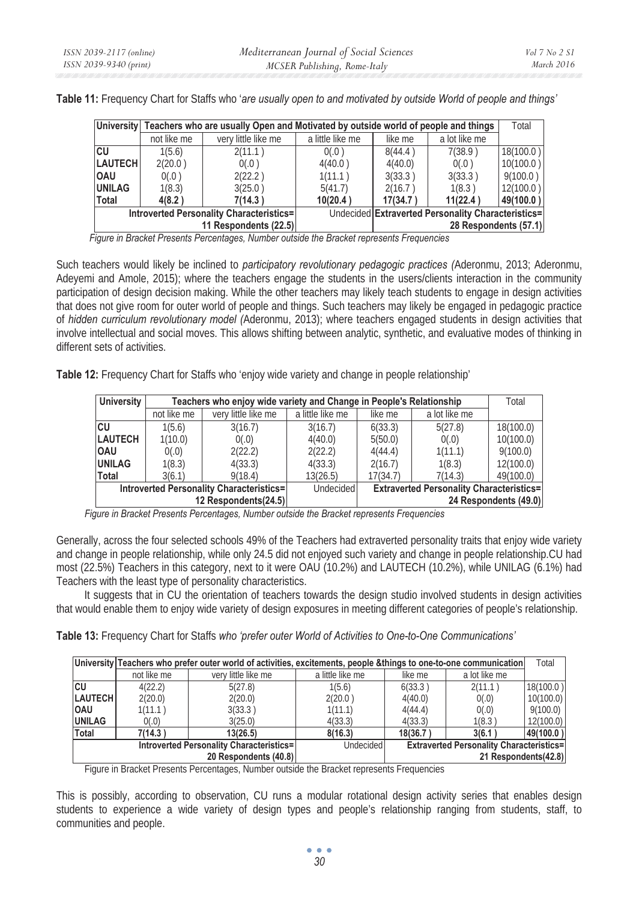**Table 11:** Frequency Chart for Staffs who '*are usually open to and motivated by outside World of people and things'*

| University | Teachers who are usually Open and Motivated by outside world of people and things | | | | | Total |
|---|---|---|---|---|---|---|
| | not like me | very little like me | a little like me | like me | a lot like me | |
| **CU** | 1(5.6) | 2(11.1 ) | 0(.0 ) | 8(44.4 ) | 7(38.9 ) | 18(100.0 ) |
| **LAUTECH** | 2(20.0 ) | 0(.0 ) | 4(40.0 ) | 4(40.0) | 0(.0 ) | 10(100.0 ) |
| **OAU** | 0(.0 ) | 2(22.2 ) | 1(11.1 ) | 3(33.3 ) | 3(33.3 ) | 9(100.0 ) |
| **UNILAG** | 1(8.3) | 3(25.0 ) | 5(41.7) | 2(16.7 ) | 1(8.3 ) | 12(100.0 ) |
| **Total** | **4(8.2 )** | **7(14.3 )** | **10(20.4 )** | **17(34.7 )** | **11(22.4 )** | **49(100.0 )** |
| **Introverted Personality Characteristics= 11 Respondents (22.5)** | | | Undecided | **Extraverted Personality Characteristics= 28 Respondents (57.1)** | | |

*Figure in Bracket Presents Percentages, Number outside the Bracket represents Frequencies*

Such teachers would likely be inclined to *participatory revolutionary pedagogic practices (*Aderonmu, 2013; Aderonmu, Adeyemi and Amole, 2015); where the teachers engage the students in the users/clients interaction in the community participation of design decision making. While the other teachers may likely teach students to engage in design activities that does not give room for outer world of people and things. Such teachers may likely be engaged in pedagogic practice of *hidden curriculum revolutionary model (*Aderonmu, 2013); where teachers engaged students in design activities that involve intellectual and social moves. This allows shifting between analytic, synthetic, and evaluative modes of thinking in different sets of activities.

**Table 12:** Frequency Chart for Staffs who 'enjoy wide variety and change in people relationship'

| University | Teachers who enjoy wide variety and Change in People's Relationship | | | | | Total |
|---|---|---|---|---|---|---|
| | not like me | very little like me | a little like me | like me | a lot like me | |
| **CU** | 1(5.6) | 3(16.7) | 3(16.7) | 6(33.3) | 5(27.8) | 18(100.0) |
| **LAUTECH** | 1(10.0) | 0(.0) | 4(40.0) | 5(50.0) | 0(.0) | 10(100.0) |
| **OAU** | 0(.0) | 2(22.2) | 2(22.2) | 4(44.4) | 1(11.1) | 9(100.0) |
| **UNILAG** | 1(8.3) | 4(33.3) | 4(33.3) | 2(16.7) | 1(8.3) | 12(100.0) |
| **Total** | 3(6.1) | 9(18.4) | 13(26.5) | 17(34.7) | 7(14.3) | 49(100.0) |
| **Introverted Personality Characteristics= 12 Respondents(24.5)** | | | Undecided | **Extraverted Personality Characteristics= 24 Respondents (49.0)** | | |

*Figure in Bracket Presents Percentages, Number outside the Bracket represents Frequencies*

Generally, across the four selected schools 49% of the Teachers had extraverted personality traits that enjoy wide variety and change in people relationship, while only 24.5 did not enjoyed such variety and change in people relationship.CU had most (22.5%) Teachers in this category, next to it were OAU (10.2%) and LAUTECH (10.2%), while UNILAG (6.1%) had Teachers with the least type of personality characteristics.

It suggests that in CU the orientation of teachers towards the design studio involved students in design activities that would enable them to enjoy wide variety of design exposures in meeting different categories of people's relationship.

**Table 13:** Frequency Chart for Staffs *who 'prefer outer World of Activities to One-to-One Communications'*

| University | Teachers who prefer outer world of activities, excitements, people &things to one-to-one communication | | | | | Total |
|---|---|---|---|---|---|---|
| | not like me | very little like me | a little like me | like me | a lot like me | |
| **CU** | 4(22.2) | 5(27.8) | 1(5.6) | 6(33.3 ) | 2(11.1 ) | 18(100.0 ) |
| **LAUTECH** | 2(20.0) | 2(20.0) | 2(20.0 ) | 4(40.0) | 0(.0) | 10(100.0) |
| **OAU** | 1(11.1 ) | 3(33.3 ) | 1(11.1) | 4(44.4) | 0(.0) | 9(100.0) |
| **UNILAG** | 0(.0) | 3(25.0) | 4(33.3) | 4(33.3) | 1(8.3 ) | 12(100.0) |
| **Total** | **7(14.3 )** | **13(26.5)** | **8(16.3)** | **18(36.7 )** | **3(6.1 )** | **49(100.0 )** |
| **Introverted Personality Characteristics= 20 Respondents (40.8)** | | | Undecided | **Extraverted Personality Characteristics= 21 Respondents(42.8)** | | |

Figure in Bracket Presents Percentages, Number outside the Bracket represents Frequencies

This is possibly, according to observation, CU runs a modular rotational design activity series that enables design students to experience a wide variety of design types and people's relationship ranging from students, staff, to communities and people.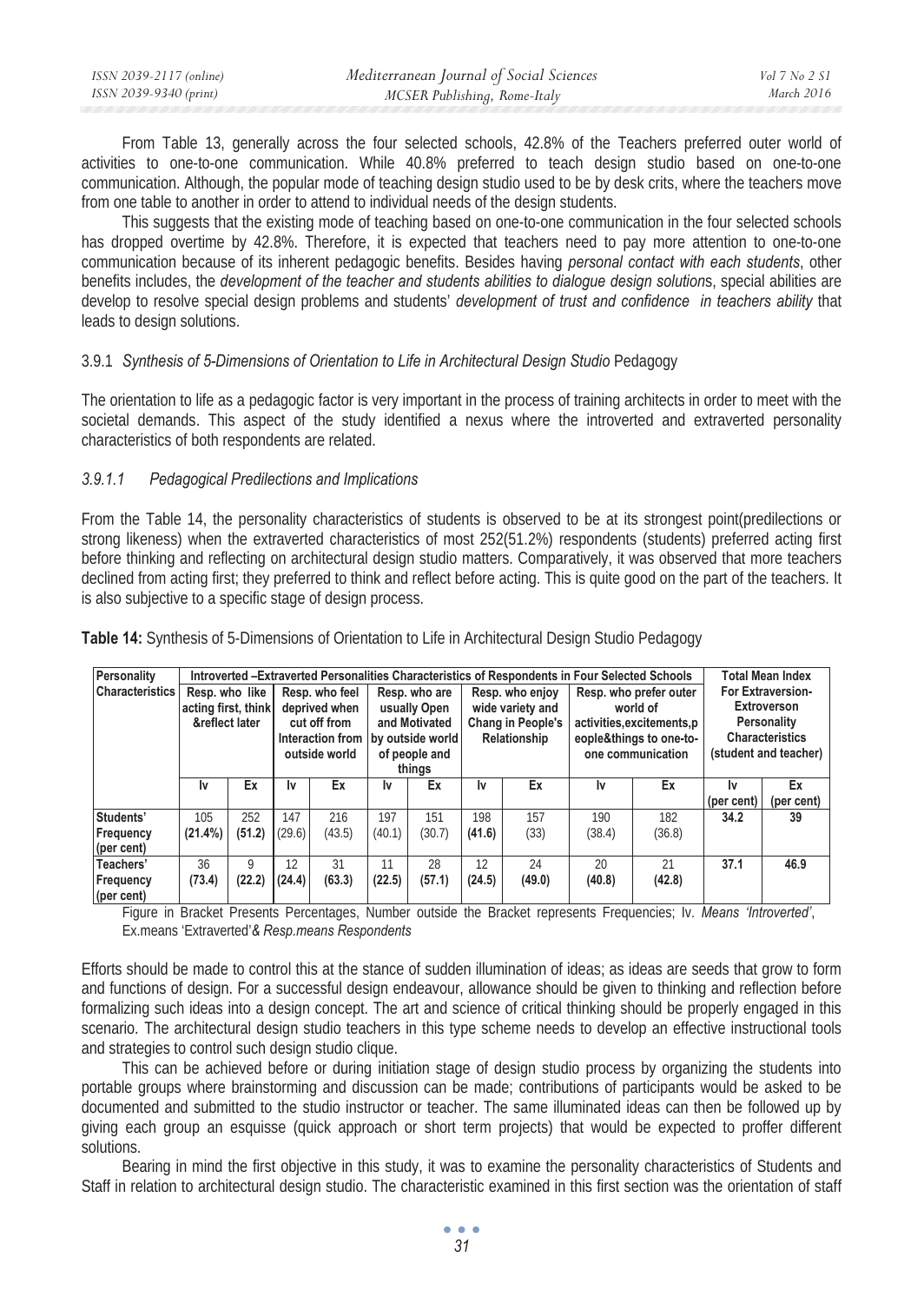From Table 13, generally across the four selected schools, 42.8% of the Teachers preferred outer world of activities to one-to-one communication. While 40.8% preferred to teach design studio based on one-to-one communication. Although, the popular mode of teaching design studio used to be by desk crits, where the teachers move from one table to another in order to attend to individual needs of the design students.

This suggests that the existing mode of teaching based on one-to-one communication in the four selected schools has dropped overtime by 42.8%. Therefore, it is expected that teachers need to pay more attention to one-to-one communication because of its inherent pedagogic benefits. Besides having *personal contact with each students*, other benefits includes, the *development of the teacher and students abilities to dialogue design solution*s, special abilities are develop to resolve special design problems and students' *development of trust and confidence in teachers ability* that leads to design solutions.

### 3.9.1 *Synthesis of 5-Dimensions of Orientation to Life in Architectural Design Studio* Pedagogy

The orientation to life as a pedagogic factor is very important in the process of training architects in order to meet with the societal demands. This aspect of the study identified a nexus where the introverted and extraverted personality characteristics of both respondents are related.

#### *3.9.1.1 Pedagogical Predilections and Implications*

From the Table 14, the personality characteristics of students is observed to be at its strongest point(predilections or strong likeness) when the extraverted characteristics of most 252(51.2%) respondents (students) preferred acting first before thinking and reflecting on architectural design studio matters. Comparatively, it was observed that more teachers declined from acting first; they preferred to think and reflect before acting. This is quite good on the part of the teachers. It is also subjective to a specific stage of design process.

**Table 14:** Synthesis of 5-Dimensions of Orientation to Life in Architectural Design Studio Pedagogy

| Personality Characteristics | Introverted –Extraverted Personalities Characteristics of Respondents in Four Selected Schools | | | | | | | | | | Total Mean Index For Extraversion-Extroverson Personality Characteristics (student and teacher) | |
|---|---|---|---|---|---|---|---|---|---|---|---|---|
| | Resp. who like acting first, think &reflect later | | Resp. who feel deprived when cut off from Interaction from outside world | | Resp. who are usually Open and Motivated by outside world of people and things | | Resp. who enjoy wide variety and Chang in People's Relationship | | Resp. who prefer outer world of activities,excitements,p eople&things to one-to-one communication | | | |
| | Iv | Ex | Iv | Ex | Iv | Ex | Iv | Ex | Iv | Ex | Iv (per cent) | Ex (per cent) |
| Students' Frequency (per cent) | 105 (21.4%) | 252 (51.2) | 147 (29.6) | 216 (43.5) | 197 (40.1) | 151 (30.7) | 198 (41.6) | 157 (33) | 190 (38.4) | 182 (36.8) | 34.2 | 39 |
| Teachers' Frequency (per cent) | 36 (73.4) | 9 (22.2) | 12 (24.4) | 31 (63.3) | 11 (22.5) | 28 (57.1) | 12 (24.5) | 24 (49.0) | 20 (40.8) | 21 (42.8) | 37.1 | 46.9 |

Figure in Bracket Presents Percentages, Number outside the Bracket represents Frequencies; Iv. *Means 'Introverted'*, Ex.means 'Extraverted'*& Resp.means Respondents*

Efforts should be made to control this at the stance of sudden illumination of ideas; as ideas are seeds that grow to form and functions of design. For a successful design endeavour, allowance should be given to thinking and reflection before formalizing such ideas into a design concept. The art and science of critical thinking should be properly engaged in this scenario. The architectural design studio teachers in this type scheme needs to develop an effective instructional tools and strategies to control such design studio clique.

This can be achieved before or during initiation stage of design studio process by organizing the students into portable groups where brainstorming and discussion can be made; contributions of participants would be asked to be documented and submitted to the studio instructor or teacher. The same illuminated ideas can then be followed up by giving each group an esquisse (quick approach or short term projects) that would be expected to proffer different solutions.

Bearing in mind the first objective in this study, it was to examine the personality characteristics of Students and Staff in relation to architectural design studio. The characteristic examined in this first section was the orientation of staff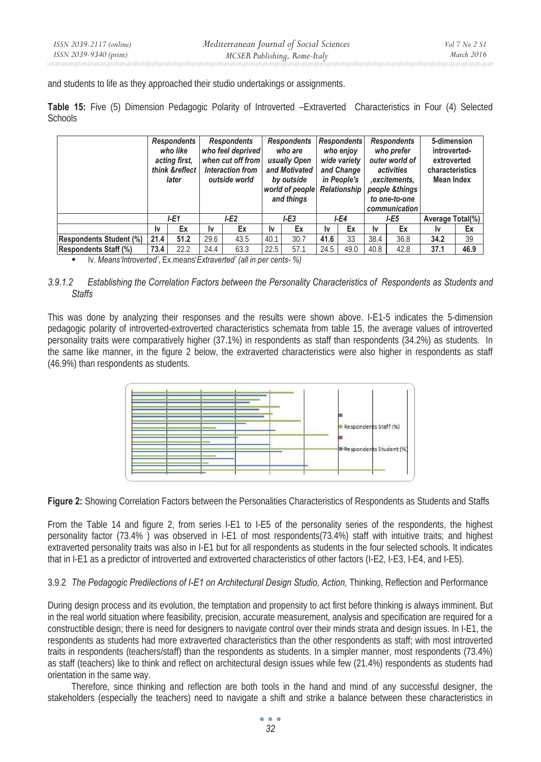and students to life as they approached their studio undertakings or assignments.

**Table 15:** Five (5) Dimension Pedagogic Polarity of Introverted –Extraverted Characteristics in Four (4) Selected Schools

| | *Respondents who like acting first, think &reflect later* | | *Respondents who feel deprived when cut off from Interaction from outside world* | | *Respondents who are usually Open and Motivated by outside world of people and things* | | *Respondents who enjoy wide variety and Change in People's Relationship* | | *Respondents who prefer outer world of activities ,excitements, people &things to one-to-one communication* | | **5-dimension introverted-extroverted characteristics Mean Index** | |
|---|---|---|---|---|---|---|---|---|---|---|---|---|
| | *I-E1* | | *I-E2* | | *I-E3* | | *I-E4* | | *I-E5* | | Average Total(%) | |
| | Iv | Ex | Iv | Ex | Iv | Ex | Iv | Ex | Iv | Ex | Iv | Ex |
| **Respondents Student (%)** | **21.4** | **51.2** | 29.6 | 43.5 | 40.1 | 30.7 | **41.6** | 33 | 38.4 | 36.8 | **34.2** | 39 |
| **Respondents Staff (%)** | **73.4** | 22.2 | 24.4 | 63.3 | 22.5 | 57.1 | 24.5 | 49.0 | 40.8 | 42.8 | **37.1** | **46.9** |

- Iv. *Means'Introverted'*, Ex.means'*Extraverted' (all in per cents- %)*

#### *3.9.1.2 Establishing the Correlation Factors between the Personality Characteristics of Respondents as Students and Staffs*

This was done by analyzing their responses and the results were shown above. I-E1-5 indicates the 5-dimension pedagogic polarity of introverted-extroverted characteristics schemata from table 15, the average values of introverted personality traits were comparatively higher (37.1%) in respondents as staff than respondents (34.2%) as students. In the same like manner, in the figure 2 below, the extraverted characteristics were also higher in respondents as staff (46.9%) than respondents as students.

**Figure 2:** Showing Correlation Factors between the Personalities Characteristics of Respondents as Students and Staffs

From the Table 14 and figure 2, from series I-E1 to I-E5 of the personality series of the respondents, the highest personality factor (73.4% ) was observed in I-E1 of most respondents(73.4%) staff with intuitive traits; and highest extraverted personality traits was also in I-E1 but for all respondents as students in the four selected schools. It indicates that in I-E1 as a predictor of introverted and extroverted characteristics of other factors (I-E2, I-E3, I-E4, and I-E5).

### 3.9.2 *The Pedagogic Predilections of I-E1 on Architectural Design Studio, Action,* Thinking, Reflection and Performance

During design process and its evolution, the temptation and propensity to act first before thinking is always imminent. But in the real world situation where feasibility, precision, accurate measurement, analysis and specification are required for a constructible design; there is need for designers to navigate control over their minds strata and design issues. In I-E1, the respondents as students had more extraverted characteristics than the other respondents as staff; with most introverted traits in respondents (teachers/staff) than the respondents as students. In a simpler manner, most respondents (73.4%) as staff (teachers) like to think and reflect on architectural design issues while few (21.4%) respondents as students had orientation in the same way.

Therefore, since thinking and reflection are both tools in the hand and mind of any successful designer, the stakeholders (especially the teachers) need to navigate a shift and strike a balance between these characteristics in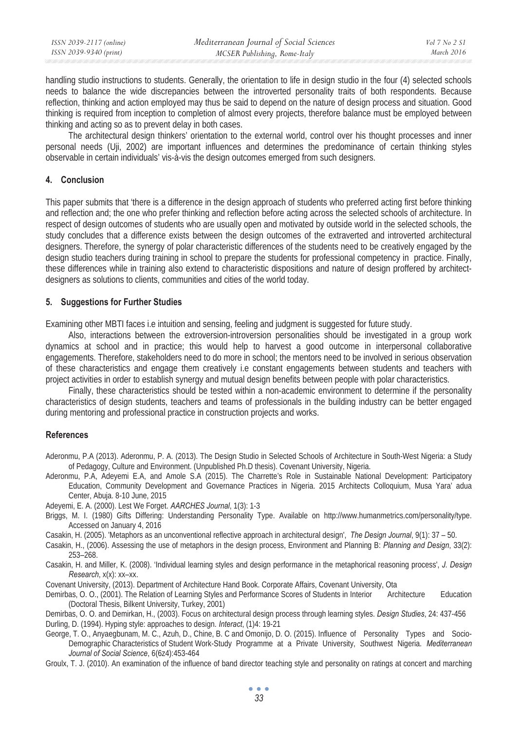handling studio instructions to students. Generally, the orientation to life in design studio in the four (4) selected schools needs to balance the wide discrepancies between the introverted personality traits of both respondents. Because reflection, thinking and action employed may thus be said to depend on the nature of design process and situation. Good thinking is required from inception to completion of almost every projects, therefore balance must be employed between thinking and acting so as to prevent delay in both cases.

The architectural design thinkers' orientation to the external world, control over his thought processes and inner personal needs (Uji, 2002) are important influences and determines the predominance of certain thinking styles observable in certain individuals' vis-à-vis the design outcomes emerged from such designers.

## 4. Conclusion

This paper submits that 'there is a difference in the design approach of students who preferred acting first before thinking and reflection and; the one who prefer thinking and reflection before acting across the selected schools of architecture. In respect of design outcomes of students who are usually open and motivated by outside world in the selected schools, the study concludes that a difference exists between the design outcomes of the extraverted and introverted architectural designers. Therefore, the synergy of polar characteristic differences of the students need to be creatively engaged by the design studio teachers during training in school to prepare the students for professional competency in practice. Finally, these differences while in training also extend to characteristic dispositions and nature of design proffered by architect-designers as solutions to clients, communities and cities of the world today.

## 5. Suggestions for Further Studies

Examining other MBTI faces i.e intuition and sensing, feeling and judgment is suggested for future study.

Also, interactions between the extroversion-introversion personalities should be investigated in a group work dynamics at school and in practice; this would help to harvest a good outcome in interpersonal collaborative engagements. Therefore, stakeholders need to do more in school; the mentors need to be involved in serious observation of these characteristics and engage them creatively i.e constant engagements between students and teachers with project activities in order to establish synergy and mutual design benefits between people with polar characteristics.

Finally, these characteristics should be tested within a non-academic environment to determine if the personality characteristics of design students, teachers and teams of professionals in the building industry can be better engaged during mentoring and professional practice in construction projects and works.

## References

Aderonmu, P.A (2013). Aderonmu, P. A. (2013). The Design Studio in Selected Schools of Architecture in South-West Nigeria: a Study of Pedagogy, Culture and Environment. (Unpublished Ph.D thesis). Covenant University, Nigeria.

Aderonmu, P.A, Adeyemi E.A, and Amole S.A (2015). The Charrette's Role in Sustainable National Development: Participatory Education, Community Development and Governance Practices in Nigeria. 2015 Architects Colloquium, Musa Yara' adua Center, Abuja. 8-10 June, 2015

Adeyemi, E. A. (2000). Lest We Forget. *AARCHES Journal*, 1(3): 1-3

Briggs, M. I. (1980) Gifts Differing: Understanding Personality Type. Available on http://www.humanmetrics.com/personality/type. Accessed on January 4, 2016

Casakin, H. (2005). 'Metaphors as an unconventional reflective approach in architectural design', *The Design Journal*, 9(1): 37 – 50.

Casakin, H., (2006). Assessing the use of metaphors in the design process, Environment and Planning B: *Planning and Design*, 33(2): 253–268.

Casakin, H. and Miller, K. (2008). 'Individual learning styles and design performance in the metaphorical reasoning process', *J. Design Research*, x(x): xx–xx.

Covenant University, (2013). Department of Architecture Hand Book. Corporate Affairs, Covenant University, Ota

Demirbas, O. O., (2001). The Relation of Learning Styles and Performance Scores of Students in Interior Architecture Education (Doctoral Thesis, Bilkent University, Turkey, 2001)

Demirbas, O. O. and Demirkan, H., (2003). Focus on architectural design process through learning styles. *Design Studies*, 24: 437-456

Durling, D. (1994). Hyping style: approaches to design. *Interact*, (1)4: 19-21

George, T. O., Anyaegbunam, M. C., Azuh, D., Chine, B. C and Omonijo, D. O. (2015). Influence of Personality Types and Socio-Demographic Characteristics of Student Work-Study Programme at a Private University, Southwest Nigeria. *Mediterranean Journal of Social Science*, 6(6z4):453-464

Groulx, T. J. (2010). An examination of the influence of band director teaching style and personality on ratings at concert and marching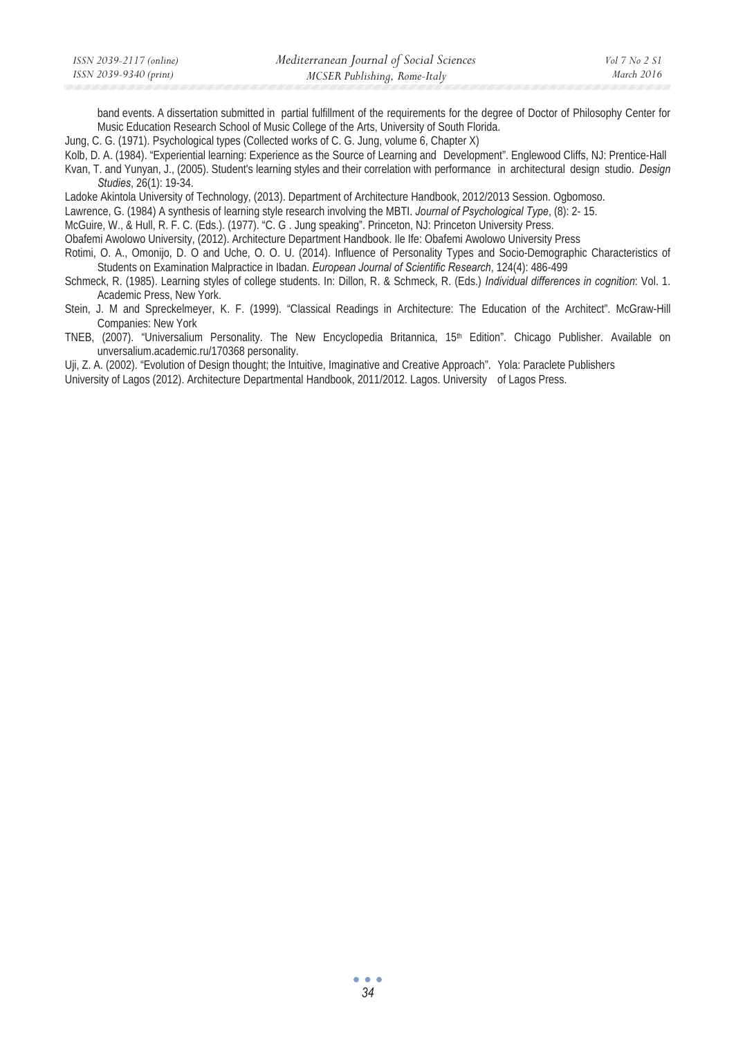band events. A dissertation submitted in partial fulfillment of the requirements for the degree of Doctor of Philosophy Center for Music Education Research School of Music College of the Arts, University of South Florida.

Jung, C. G. (1971). Psychological types (Collected works of C. G. Jung, volume 6, Chapter X)

Kolb, D. A. (1984). "Experiential learning: Experience as the Source of Learning and Development". Englewood Cliffs, NJ: Prentice-Hall

Kvan, T. and Yunyan, J., (2005). Student's learning styles and their correlation with performance in architectural design studio. *Design Studies*, 26(1): 19-34.

Ladoke Akintola University of Technology, (2013). Department of Architecture Handbook, 2012/2013 Session. Ogbomoso.

Lawrence, G. (1984) A synthesis of learning style research involving the MBTI. *Journal of Psychological Type*, (8): 2- 15.

McGuire, W., & Hull, R. F. C. (Eds.). (1977). "C. G . Jung speaking". Princeton, NJ: Princeton University Press.

Obafemi Awolowo University, (2012). Architecture Department Handbook. Ile Ife: Obafemi Awolowo University Press

Rotimi, O. A., Omonijo, D. O and Uche, O. O. U. (2014). Influence of Personality Types and Socio-Demographic Characteristics of Students on Examination Malpractice in Ibadan. *European Journal of Scientific Research*, 124(4): 486-499

Schmeck, R. (1985). Learning styles of college students. In: Dillon, R. & Schmeck, R. (Eds.) *Individual differences in cognition*: Vol. 1. Academic Press, New York.

Stein, J. M and Spreckelmeyer, K. F. (1999). "Classical Readings in Architecture: The Education of the Architect". McGraw-Hill Companies: New York

TNEB, (2007). "Universalium Personality. The New Encyclopedia Britannica, 15th Edition". Chicago Publisher. Available on unversalium.academic.ru/170368 personality.

Uji, Z. A. (2002). "Evolution of Design thought; the Intuitive, Imaginative and Creative Approach". Yola: Paraclete Publishers

University of Lagos (2012). Architecture Departmental Handbook, 2011/2012. Lagos. University of Lagos Press.